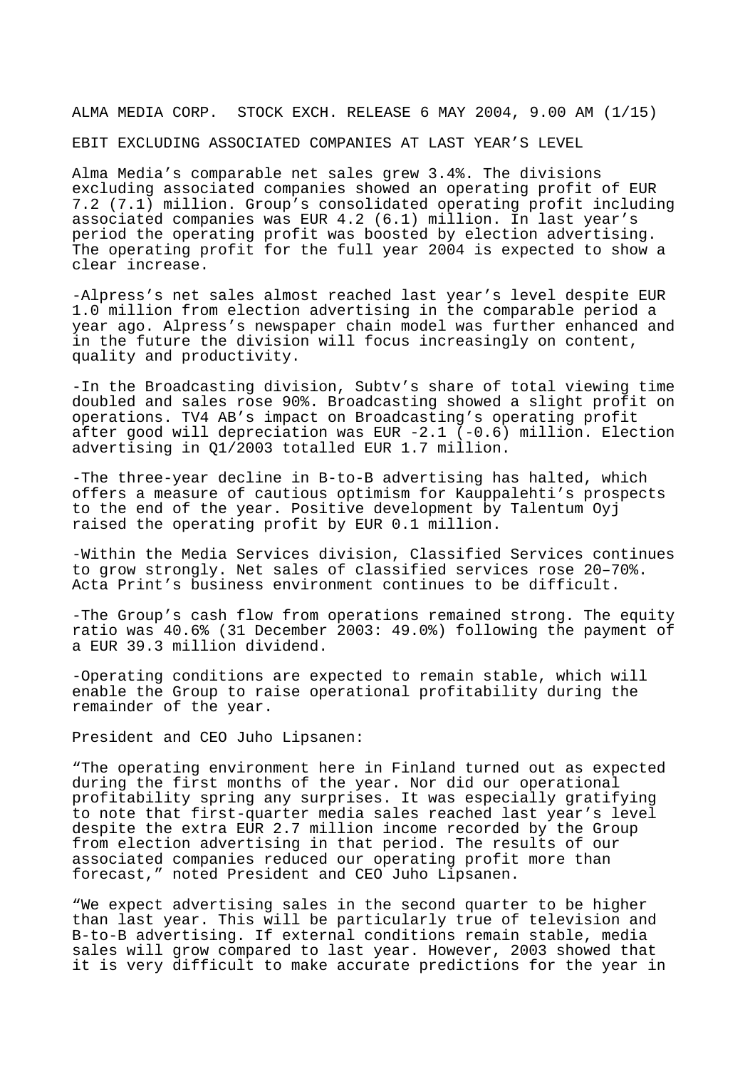ALMA MEDIA CORP. STOCK EXCH. RELEASE 6 MAY 2004, 9.00 AM (1/15)

# EBIT EXCLUDING ASSOCIATED COMPANIES AT LAST YEAR'S LEVEL

Alma Media's comparable net sales grew 3.4%. The divisions excluding associated companies showed an operating profit of EUR 7.2 (7.1) million. Group's consolidated operating profit including associated companies was EUR 4.2 (6.1) million. In last year's period the operating profit was boosted by election advertising. The operating profit for the full year 2004 is expected to show a clear increase.

-Alpress's net sales almost reached last year's level despite EUR 1.0 million from election advertising in the comparable period a year ago. Alpress's newspaper chain model was further enhanced and in the future the division will focus increasingly on content, quality and productivity.

-In the Broadcasting division, Subtv's share of total viewing time doubled and sales rose 90%. Broadcasting showed a slight profit on operations. TV4 AB's impact on Broadcasting's operating profit after good will depreciation was EUR -2.1 (-0.6) million. Election advertising in Q1/2003 totalled EUR 1.7 million.

-The three-year decline in B-to-B advertising has halted, which offers a measure of cautious optimism for Kauppalehti's prospects to the end of the year. Positive development by Talentum Oyj raised the operating profit by EUR 0.1 million.

-Within the Media Services division, Classified Services continues to grow strongly. Net sales of classified services rose 20–70%. Acta Print's business environment continues to be difficult.

-The Group's cash flow from operations remained strong. The equity ratio was 40.6% (31 December 2003: 49.0%) following the payment of a EUR 39.3 million dividend.

-Operating conditions are expected to remain stable, which will enable the Group to raise operational profitability during the remainder of the year.

President and CEO Juho Lipsanen:

"The operating environment here in Finland turned out as expected during the first months of the year. Nor did our operational profitability spring any surprises. It was especially gratifying to note that first-quarter media sales reached last year's level despite the extra EUR 2.7 million income recorded by the Group from election advertising in that period. The results of our associated companies reduced our operating profit more than forecast," noted President and CEO Juho Lipsanen.

"We expect advertising sales in the second quarter to be higher than last year. This will be particularly true of television and B-to-B advertising. If external conditions remain stable, media sales will grow compared to last year. However, 2003 showed that it is very difficult to make accurate predictions for the year in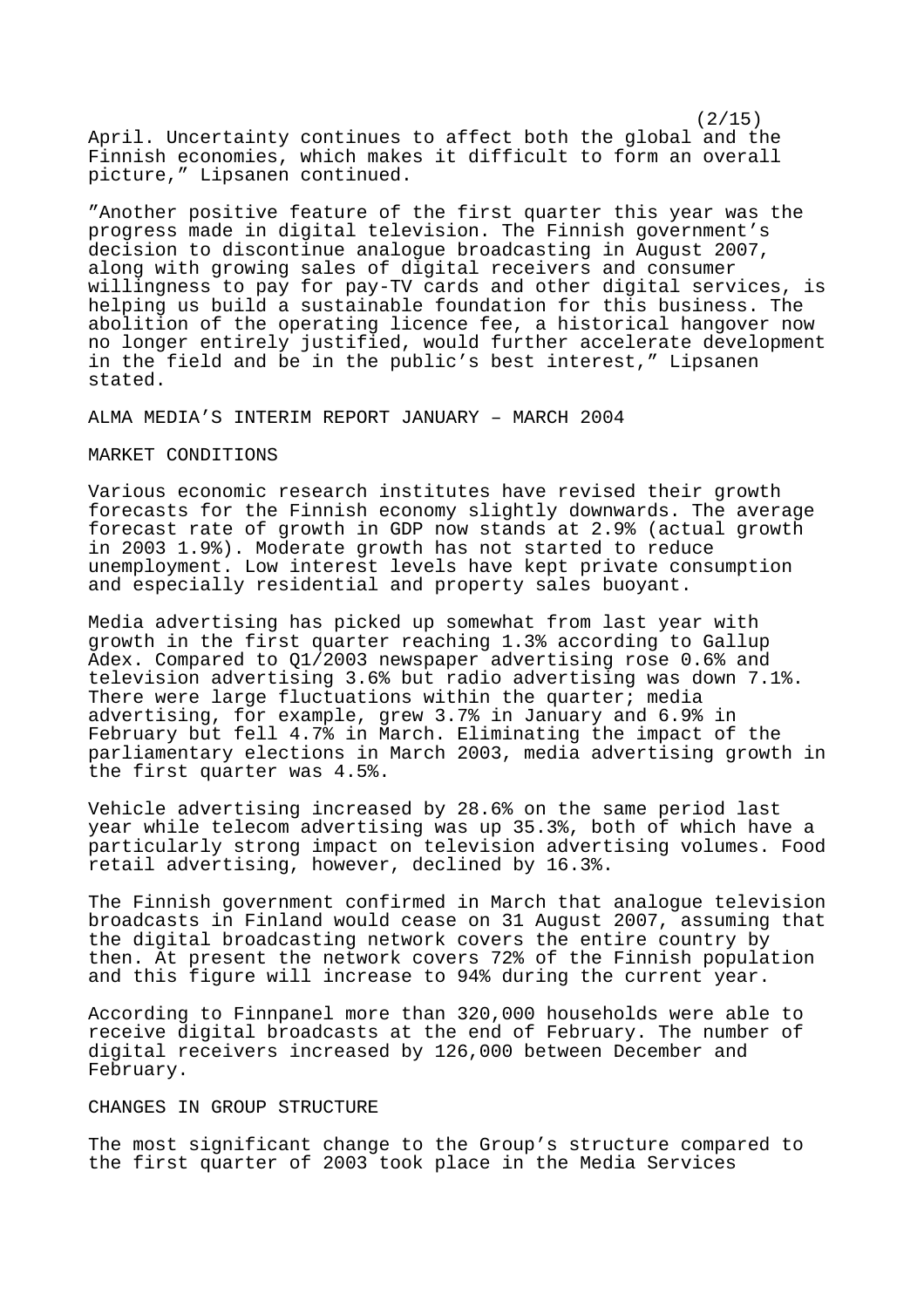April. Uncertainty continues to affect both the global and the Finnish economies, which makes it difficult to form an overall picture," Lipsanen continued.

"Another positive feature of the first quarter this year was the progress made in digital television. The Finnish government's decision to discontinue analogue broadcasting in August 2007, along with growing sales of digital receivers and consumer willingness to pay for pay-TV cards and other digital services, is helping us build a sustainable foundation for this business. The abolition of the operating licence fee, a historical hangover now no longer entirely justified, would further accelerate development in the field and be in the public's best interest," Lipsanen stated.

## ALMA MEDIA'S INTERIM REPORT JANUARY – MARCH 2004

### MARKET CONDITIONS

Various economic research institutes have revised their growth forecasts for the Finnish economy slightly downwards. The average forecast rate of growth in GDP now stands at 2.9% (actual growth in 2003 1.9%). Moderate growth has not started to reduce unemployment. Low interest levels have kept private consumption and especially residential and property sales buoyant.

Media advertising has picked up somewhat from last year with growth in the first quarter reaching 1.3% according to Gallup Adex. Compared to Q1/2003 newspaper advertising rose 0.6% and television advertising 3.6% but radio advertising was down 7.1%. There were large fluctuations within the quarter; media advertising, for example, grew 3.7% in January and 6.9% in February but fell 4.7% in March. Eliminating the impact of the parliamentary elections in March 2003, media advertising growth in the first quarter was 4.5%.

Vehicle advertising increased by 28.6% on the same period last year while telecom advertising was up 35.3%, both of which have a particularly strong impact on television advertising volumes. Food retail advertising, however, declined by 16.3%.

The Finnish government confirmed in March that analogue television broadcasts in Finland would cease on 31 August 2007, assuming that the digital broadcasting network covers the entire country by then. At present the network covers 72% of the Finnish population and this figure will increase to 94% during the current year.

According to Finnpanel more than 320,000 households were able to receive digital broadcasts at the end of February. The number of digital receivers increased by 126,000 between December and February.

### CHANGES IN GROUP STRUCTURE

The most significant change to the Group's structure compared to the first quarter of 2003 took place in the Media Services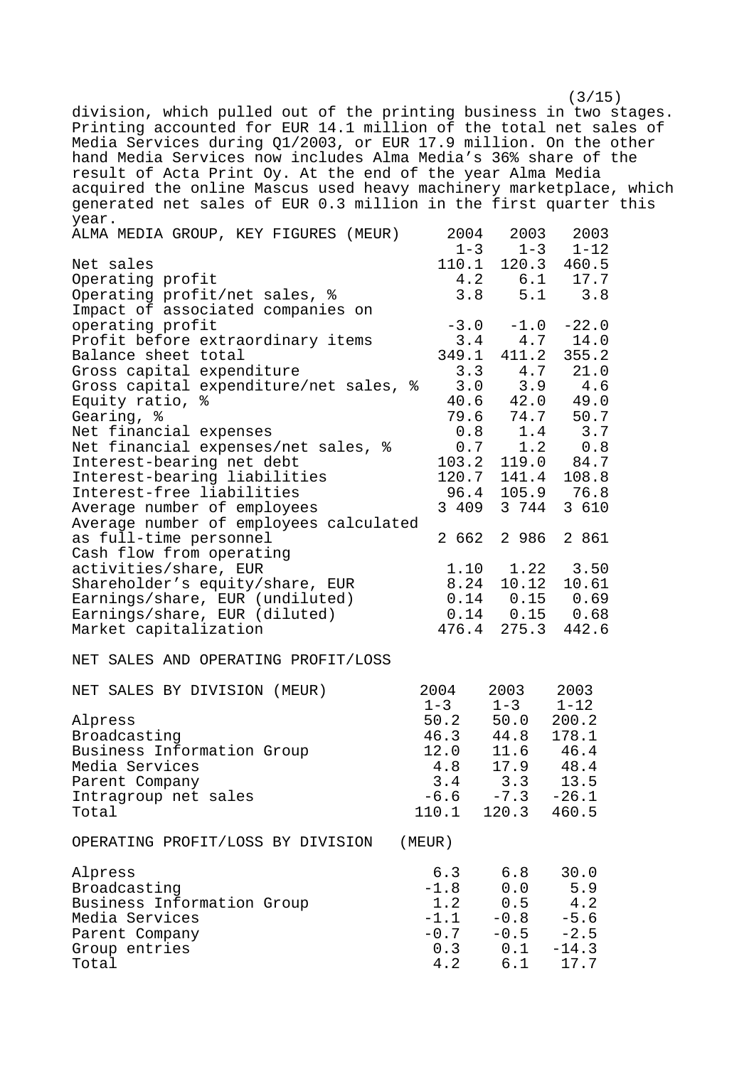division, which pulled out of the printing business in two stages. Printing accounted for EUR 14.1 million of the total net sales of Media Services during Q1/2003, or EUR 17.9 million. On the other hand Media Services now includes Alma Media's 36% share of the result of Acta Print Oy. At the end of the year Alma Media acquired the online Mascus used heavy machinery marketplace, which generated net sales of EUR 0.3 million in the first quarter this year.

| ALMA MEDIA GROUP, KEY FIGURES (MEUR) | 2004 1-3 | 2003 1-3 | 2003 1-12 |
|---|---|---|---|
| Net sales | 110.1 | 120.3 | 460.5 |
| Operating profit | 4.2 | 6.1 | 17.7 |
| Operating profit/net sales, % | 3.8 | 5.1 | 3.8 |
| Impact of associated companies on operating profit | -3.0 | -1.0 | -22.0 |
| Profit before extraordinary items | 3.4 | 4.7 | 14.0 |
| Balance sheet total | 349.1 | 411.2 | 355.2 |
| Gross capital expenditure | 3.3 | 4.7 | 21.0 |
| Gross capital expenditure/net sales, % | 3.0 | 3.9 | 4.6 |
| Equity ratio, % | 40.6 | 42.0 | 49.0 |
| Gearing, % | 79.6 | 74.7 | 50.7 |
| Net financial expenses | 0.8 | 1.4 | 3.7 |
| Net financial expenses/net sales, % | 0.7 | 1.2 | 0.8 |
| Interest-bearing net debt | 103.2 | 119.0 | 84.7 |
| Interest-bearing liabilities | 120.7 | 141.4 | 108.8 |
| Interest-free liabilities | 96.4 | 105.9 | 76.8 |
| Average number of employees | 3 409 | 3 744 | 3 610 |
| Average number of employees calculated as full-time personnel | 2 662 | 2 986 | 2 861 |
| Cash flow from operating activities/share, EUR | 1.10 | 1.22 | 3.50 |
| Shareholder's equity/share, EUR | 8.24 | 10.12 | 10.61 |
| Earnings/share, EUR (undiluted) | 0.14 | 0.15 | 0.69 |
| Earnings/share, EUR (diluted) | 0.14 | 0.15 | 0.68 |
| Market capitalization | 476.4 | 275.3 | 442.6 |

NET SALES AND OPERATING PROFIT/LOSS

| NET SALES BY DIVISION (MEUR) | 2004 1-3 | 2003 1-3 | 2003 1-12 |
|---|---|---|---|
| Alpress | 50.2 | 50.0 | 200.2 |
| Broadcasting | 46.3 | 44.8 | 178.1 |
| Business Information Group | 12.0 | 11.6 | 46.4 |
| Media Services | 4.8 | 17.9 | 48.4 |
| Parent Company | 3.4 | 3.3 | 13.5 |
| Intragroup net sales | -6.6 | -7.3 | -26.1 |
| Total | 110.1 | 120.3 | 460.5 |

| OPERATING PROFIT/LOSS BY DIVISION (MEUR) | | | |
|---|---|---|---|
| Alpress | 6.3 | 6.8 | 30.0 |
| Broadcasting | -1.8 | 0.0 | 5.9 |
| Business Information Group | 1.2 | 0.5 | 4.2 |
| Media Services | -1.1 | -0.8 | -5.6 |
| Parent Company | -0.7 | -0.5 | -2.5 |
| Group entries | 0.3 | 0.1 | -14.3 |
| Total | 4.2 | 6.1 | 17.7 |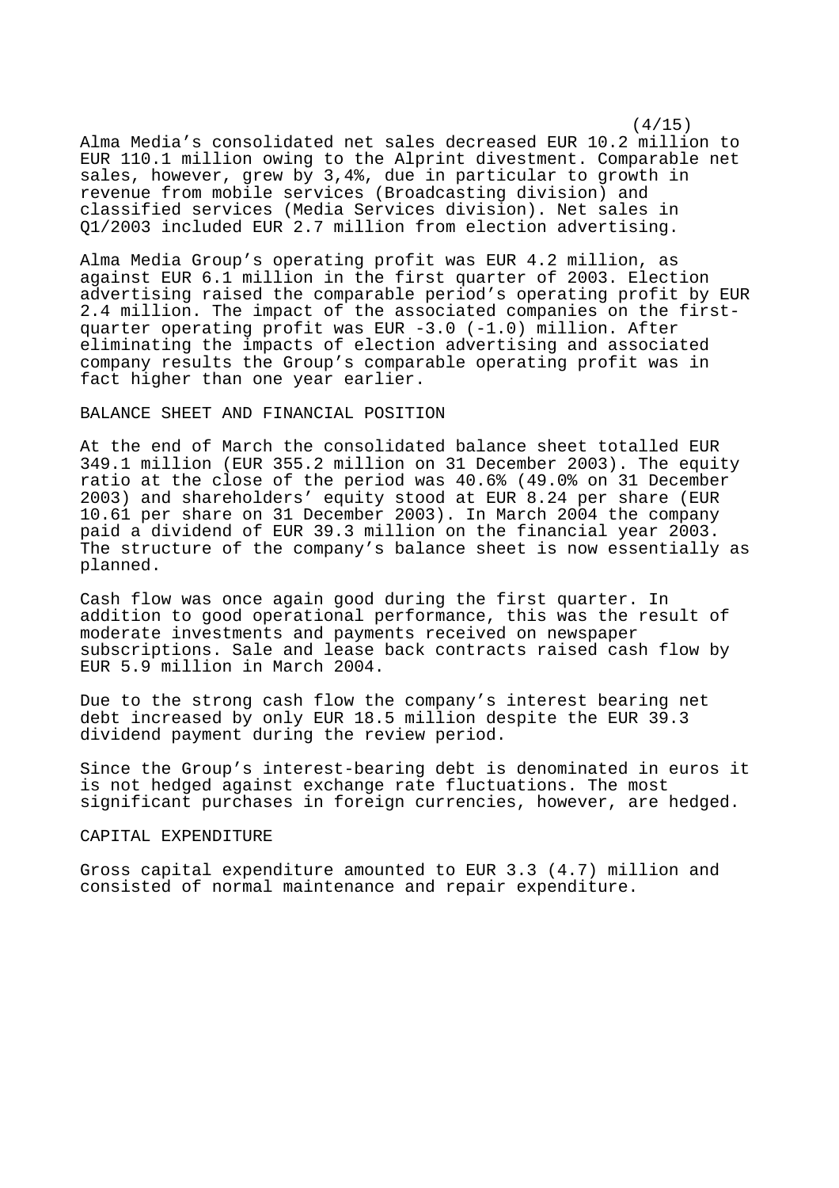Alma Media's consolidated net sales decreased EUR 10.2 million to EUR 110.1 million owing to the Alprint divestment. Comparable net sales, however, grew by 3,4%, due in particular to growth in revenue from mobile services (Broadcasting division) and classified services (Media Services division). Net sales in Q1/2003 included EUR 2.7 million from election advertising.

Alma Media Group's operating profit was EUR 4.2 million, as against EUR 6.1 million in the first quarter of 2003. Election advertising raised the comparable period's operating profit by EUR 2.4 million. The impact of the associated companies on the first-quarter operating profit was EUR -3.0 (-1.0) million. After eliminating the impacts of election advertising and associated company results the Group's comparable operating profit was in fact higher than one year earlier.

## BALANCE SHEET AND FINANCIAL POSITION

At the end of March the consolidated balance sheet totalled EUR 349.1 million (EUR 355.2 million on 31 December 2003). The equity ratio at the close of the period was 40.6% (49.0% on 31 December 2003) and shareholders' equity stood at EUR 8.24 per share (EUR 10.61 per share on 31 December 2003). In March 2004 the company paid a dividend of EUR 39.3 million on the financial year 2003. The structure of the company's balance sheet is now essentially as planned.

Cash flow was once again good during the first quarter. In addition to good operational performance, this was the result of moderate investments and payments received on newspaper subscriptions. Sale and lease back contracts raised cash flow by EUR 5.9 million in March 2004.

Due to the strong cash flow the company's interest bearing net debt increased by only EUR 18.5 million despite the EUR 39.3 dividend payment during the review period.

Since the Group's interest-bearing debt is denominated in euros it is not hedged against exchange rate fluctuations. The most significant purchases in foreign currencies, however, are hedged.

## CAPITAL EXPENDITURE

Gross capital expenditure amounted to EUR 3.3 (4.7) million and consisted of normal maintenance and repair expenditure.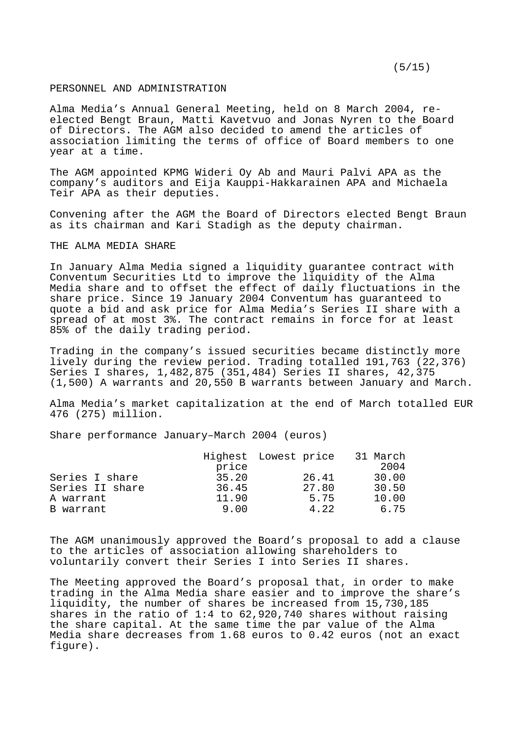## PERSONNEL AND ADMINISTRATION

Alma Media's Annual General Meeting, held on 8 March 2004, re-elected Bengt Braun, Matti Kavetvuo and Jonas Nyren to the Board of Directors. The AGM also decided to amend the articles of association limiting the terms of office of Board members to one year at a time.

The AGM appointed KPMG Wideri Oy Ab and Mauri Palvi APA as the company's auditors and Eija Kauppi-Hakkarainen APA and Michaela Teir APA as their deputies.

Convening after the AGM the Board of Directors elected Bengt Braun as its chairman and Kari Stadigh as the deputy chairman.

## THE ALMA MEDIA SHARE

In January Alma Media signed a liquidity guarantee contract with Conventum Securities Ltd to improve the liquidity of the Alma Media share and to offset the effect of daily fluctuations in the share price. Since 19 January 2004 Conventum has guaranteed to quote a bid and ask price for Alma Media's Series II share with a spread of at most 3%. The contract remains in force for at least 85% of the daily trading period.

Trading in the company's issued securities became distinctly more lively during the review period. Trading totalled 191,763 (22,376) Series I shares, 1,482,875 (351,484) Series II shares, 42,375 (1,500) A warrants and 20,550 B warrants between January and March.

Alma Media's market capitalization at the end of March totalled EUR 476 (275) million.

Share performance January–March 2004 (euros)

| | Highest price | Lowest price | 31 March 2004 |
|---|---|---|---|
| Series I share | 35.20 | 26.41 | 30.00 |
| Series II share | 36.45 | 27.80 | 30.50 |
| A warrant | 11.90 | 5.75 | 10.00 |
| B warrant | 9.00 | 4.22 | 6.75 |

The AGM unanimously approved the Board's proposal to add a clause to the articles of association allowing shareholders to voluntarily convert their Series I into Series II shares.

The Meeting approved the Board's proposal that, in order to make trading in the Alma Media share easier and to improve the share's liquidity, the number of shares be increased from 15,730,185 shares in the ratio of 1:4 to 62,920,740 shares without raising the share capital. At the same time the par value of the Alma Media share decreases from 1.68 euros to 0.42 euros (not an exact figure).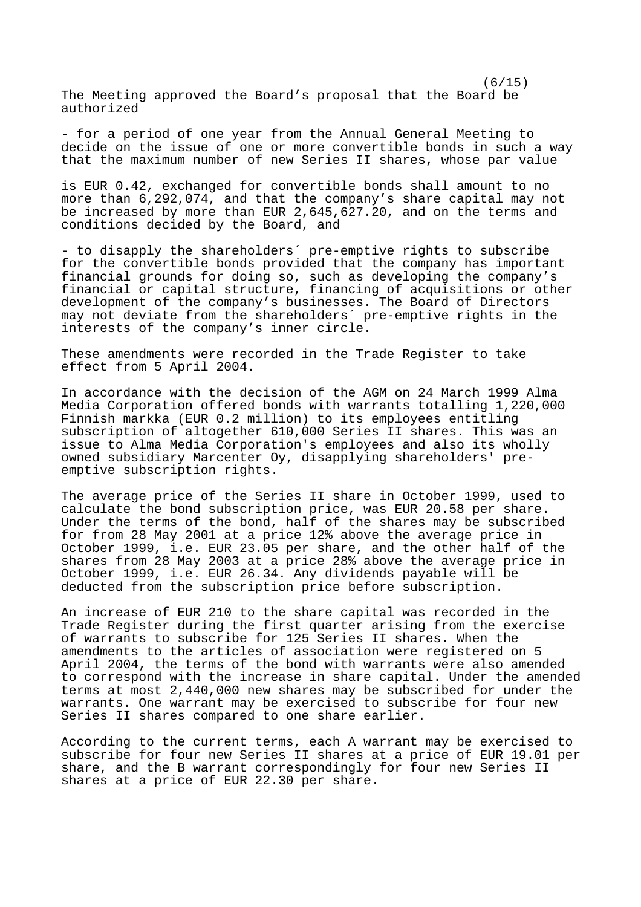The Meeting approved the Board's proposal that the Board be authorized

- for a period of one year from the Annual General Meeting to decide on the issue of one or more convertible bonds in such a way that the maximum number of new Series II shares, whose par value is EUR 0.42, exchanged for convertible bonds shall amount to no more than 6,292,074, and that the company's share capital may not be increased by more than EUR 2,645,627.20, and on the terms and conditions decided by the Board, and

- to disapply the shareholders´ pre-emptive rights to subscribe for the convertible bonds provided that the company has important financial grounds for doing so, such as developing the company's financial or capital structure, financing of acquisitions or other development of the company's businesses. The Board of Directors may not deviate from the shareholders´ pre-emptive rights in the interests of the company's inner circle.

These amendments were recorded in the Trade Register to take effect from 5 April 2004.

In accordance with the decision of the AGM on 24 March 1999 Alma Media Corporation offered bonds with warrants totalling 1,220,000 Finnish markka (EUR 0.2 million) to its employees entitling subscription of altogether 610,000 Series II shares. This was an issue to Alma Media Corporation's employees and also its wholly owned subsidiary Marcenter Oy, disapplying shareholders' pre-emptive subscription rights.

The average price of the Series II share in October 1999, used to calculate the bond subscription price, was EUR 20.58 per share. Under the terms of the bond, half of the shares may be subscribed for from 28 May 2001 at a price 12% above the average price in October 1999, i.e. EUR 23.05 per share, and the other half of the shares from 28 May 2003 at a price 28% above the average price in October 1999, i.e. EUR 26.34. Any dividends payable will be deducted from the subscription price before subscription.

An increase of EUR 210 to the share capital was recorded in the Trade Register during the first quarter arising from the exercise of warrants to subscribe for 125 Series II shares. When the amendments to the articles of association were registered on 5 April 2004, the terms of the bond with warrants were also amended to correspond with the increase in share capital. Under the amended terms at most 2,440,000 new shares may be subscribed for under the warrants. One warrant may be exercised to subscribe for four new Series II shares compared to one share earlier.

According to the current terms, each A warrant may be exercised to subscribe for four new Series II shares at a price of EUR 19.01 per share, and the B warrant correspondingly for four new Series II shares at a price of EUR 22.30 per share.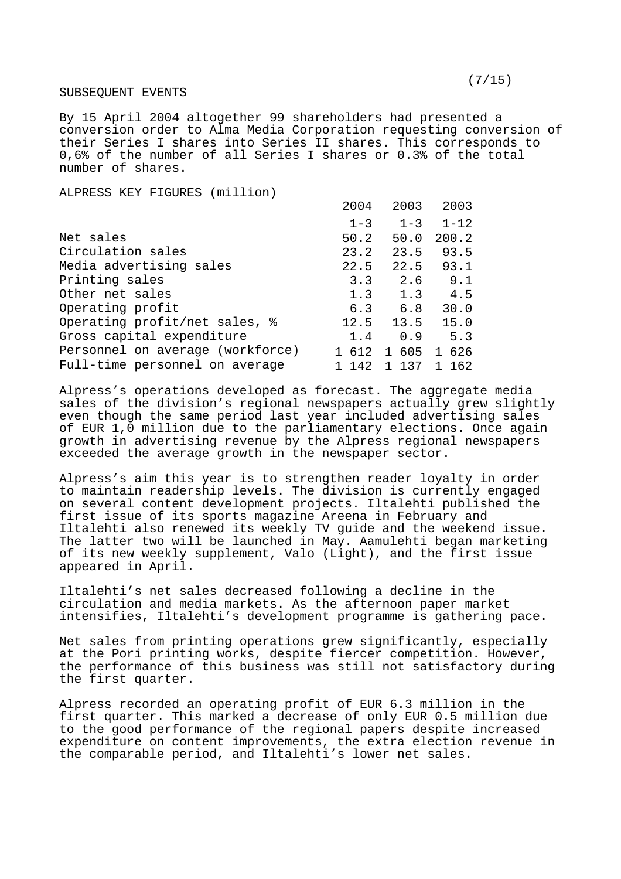## SUBSEQUENT EVENTS

By 15 April 2004 altogether 99 shareholders had presented a conversion order to Alma Media Corporation requesting conversion of their Series I shares into Series II shares. This corresponds to 0,6% of the number of all Series I shares or 0.3% of the total number of shares.

## ALPRESS KEY FIGURES (million)

| | 2004 | 2003 | 2003 |
|---|---|---|---|
| | 1-3 | 1-3 | 1-12 |
| Net sales | 50.2 | 50.0 | 200.2 |
| Circulation sales | 23.2 | 23.5 | 93.5 |
| Media advertising sales | 22.5 | 22.5 | 93.1 |
| Printing sales | 3.3 | 2.6 | 9.1 |
| Other net sales | 1.3 | 1.3 | 4.5 |
| Operating profit | 6.3 | 6.8 | 30.0 |
| Operating profit/net sales, % | 12.5 | 13.5 | 15.0 |
| Gross capital expenditure | 1.4 | 0.9 | 5.3 |
| Personnel on average (workforce) | 1 612 | 1 605 | 1 626 |
| Full-time personnel on average | 1 142 | 1 137 | 1 162 |

Alpress's operations developed as forecast. The aggregate media sales of the division's regional newspapers actually grew slightly even though the same period last year included advertising sales of EUR 1,0 million due to the parliamentary elections. Once again growth in advertising revenue by the Alpress regional newspapers exceeded the average growth in the newspaper sector.

Alpress's aim this year is to strengthen reader loyalty in order to maintain readership levels. The division is currently engaged on several content development projects. Iltalehti published the first issue of its sports magazine Areena in February and Iltalehti also renewed its weekly TV guide and the weekend issue. The latter two will be launched in May. Aamulehti began marketing of its new weekly supplement, Valo (Light), and the first issue appeared in April.

Iltalehti's net sales decreased following a decline in the circulation and media markets. As the afternoon paper market intensifies, Iltalehti's development programme is gathering pace.

Net sales from printing operations grew significantly, especially at the Pori printing works, despite fiercer competition. However, the performance of this business was still not satisfactory during the first quarter.

Alpress recorded an operating profit of EUR 6.3 million in the first quarter. This marked a decrease of only EUR 0.5 million due to the good performance of the regional papers despite increased expenditure on content improvements, the extra election revenue in the comparable period, and Iltalehti's lower net sales.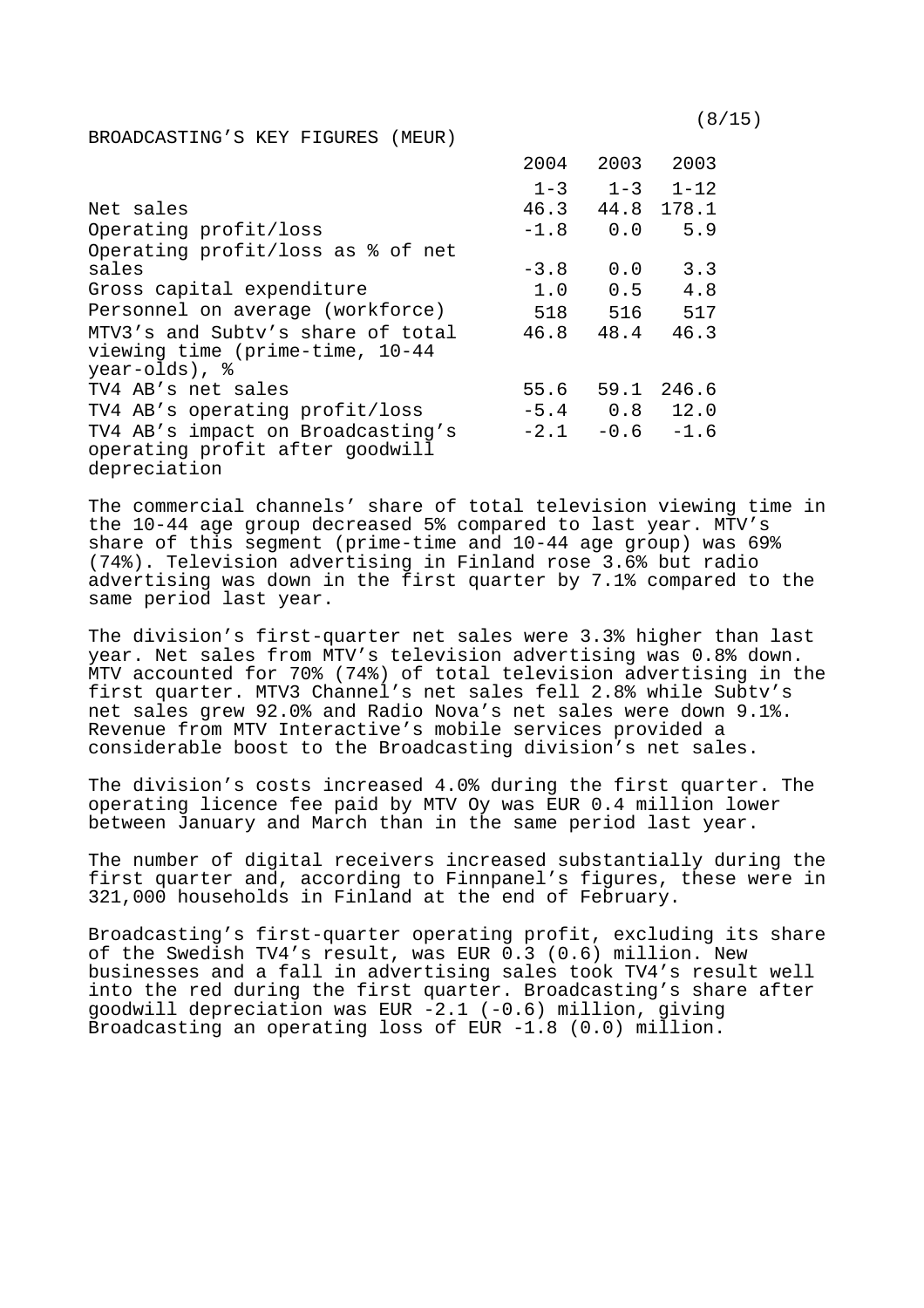## BROADCASTING'S KEY FIGURES (MEUR)

| | 2004 1-3 | 2003 1-3 | 2003 1-12 |
|---|---|---|---|
| Net sales | 46.3 | 44.8 | 178.1 |
| Operating profit/loss | -1.8 | 0.0 | 5.9 |
| Operating profit/loss as % of net sales | -3.8 | 0.0 | 3.3 |
| Gross capital expenditure | 1.0 | 0.5 | 4.8 |
| Personnel on average (workforce) | 518 | 516 | 517 |
| MTV3's and Subtv's share of total viewing time (prime-time, 10-44 year-olds), % | 46.8 | 48.4 | 46.3 |
| TV4 AB's net sales | 55.6 | 59.1 | 246.6 |
| TV4 AB's operating profit/loss | -5.4 | 0.8 | 12.0 |
| TV4 AB's impact on Broadcasting's operating profit after goodwill depreciation | -2.1 | -0.6 | -1.6 |

The commercial channels' share of total television viewing time in the 10-44 age group decreased 5% compared to last year. MTV's share of this segment (prime-time and 10-44 age group) was 69% (74%). Television advertising in Finland rose 3.6% but radio advertising was down in the first quarter by 7.1% compared to the same period last year.

The division's first-quarter net sales were 3.3% higher than last year. Net sales from MTV's television advertising was 0.8% down. MTV accounted for 70% (74%) of total television advertising in the first quarter. MTV3 Channel's net sales fell 2.8% while Subtv's net sales grew 92.0% and Radio Nova's net sales were down 9.1%. Revenue from MTV Interactive's mobile services provided a considerable boost to the Broadcasting division's net sales.

The division's costs increased 4.0% during the first quarter. The operating licence fee paid by MTV Oy was EUR 0.4 million lower between January and March than in the same period last year.

The number of digital receivers increased substantially during the first quarter and, according to Finnpanel's figures, these were in 321,000 households in Finland at the end of February.

Broadcasting's first-quarter operating profit, excluding its share of the Swedish TV4's result, was EUR 0.3 (0.6) million. New businesses and a fall in advertising sales took TV4's result well into the red during the first quarter. Broadcasting's share after goodwill depreciation was EUR -2.1 (-0.6) million, giving Broadcasting an operating loss of EUR -1.8 (0.0) million.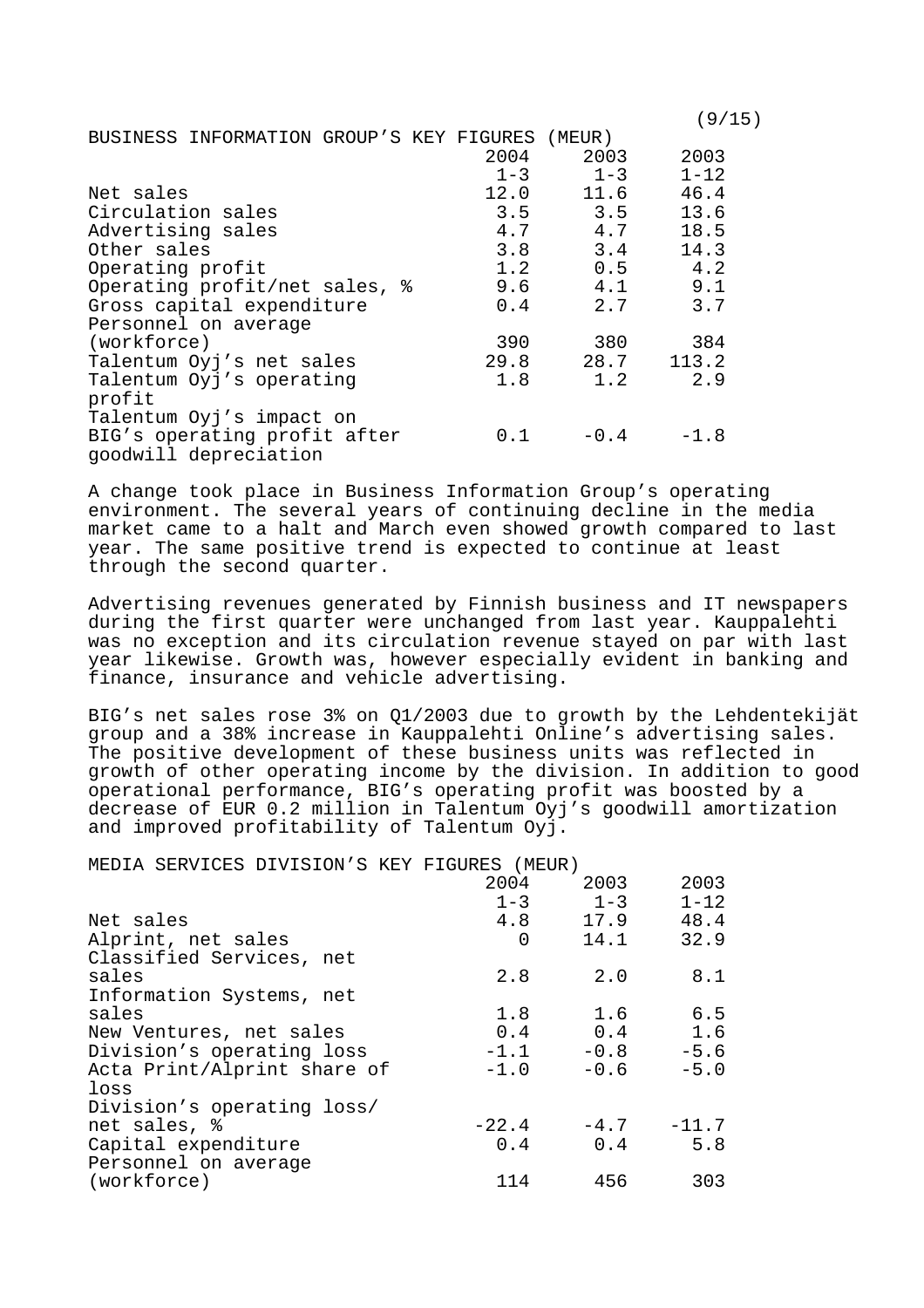BUSINESS INFORMATION GROUP'S KEY FIGURES (MEUR)

| | 2004 1-3 | 2003 1-3 | 2003 1-12 |
|---|---|---|---|
| Net sales | 12.0 | 11.6 | 46.4 |
| Circulation sales | 3.5 | 3.5 | 13.6 |
| Advertising sales | 4.7 | 4.7 | 18.5 |
| Other sales | 3.8 | 3.4 | 14.3 |
| Operating profit | 1.2 | 0.5 | 4.2 |
| Operating profit/net sales, % | 9.6 | 4.1 | 9.1 |
| Gross capital expenditure | 0.4 | 2.7 | 3.7 |
| Personnel on average (workforce) | 390 | 380 | 384 |
| Talentum Oyj's net sales | 29.8 | 28.7 | 113.2 |
| Talentum Oyj's operating profit | 1.8 | 1.2 | 2.9 |
| Talentum Oyj's impact on BIG's operating profit after goodwill depreciation | 0.1 | -0.4 | -1.8 |

A change took place in Business Information Group's operating environment. The several years of continuing decline in the media market came to a halt and March even showed growth compared to last year. The same positive trend is expected to continue at least through the second quarter.

Advertising revenues generated by Finnish business and IT newspapers during the first quarter were unchanged from last year. Kauppalehti was no exception and its circulation revenue stayed on par with last year likewise. Growth was, however especially evident in banking and finance, insurance and vehicle advertising.

BIG's net sales rose 3% on Q1/2003 due to growth by the Lehdentekijät group and a 38% increase in Kauppalehti Online's advertising sales. The positive development of these business units was reflected in growth of other operating income by the division. In addition to good operational performance, BIG's operating profit was boosted by a decrease of EUR 0.2 million in Talentum Oyj's goodwill amortization and improved profitability of Talentum Oyj.

MEDIA SERVICES DIVISION'S KEY FIGURES (MEUR)

| | 2004 1-3 | 2003 1-3 | 2003 1-12 |
|---|---|---|---|
| Net sales | 4.8 | 17.9 | 48.4 |
| Alprint, net sales | 0 | 14.1 | 32.9 |
| Classified Services, net sales | 2.8 | 2.0 | 8.1 |
| Information Systems, net sales | 1.8 | 1.6 | 6.5 |
| New Ventures, net sales | 0.4 | 0.4 | 1.6 |
| Division's operating loss | -1.1 | -0.8 | -5.6 |
| Acta Print/Alprint share of loss | -1.0 | -0.6 | -5.0 |
| Division's operating loss/ net sales, % | -22.4 | -4.7 | -11.7 |
| Capital expenditure | 0.4 | 0.4 | 5.8 |
| Personnel on average (workforce) | 114 | 456 | 303 |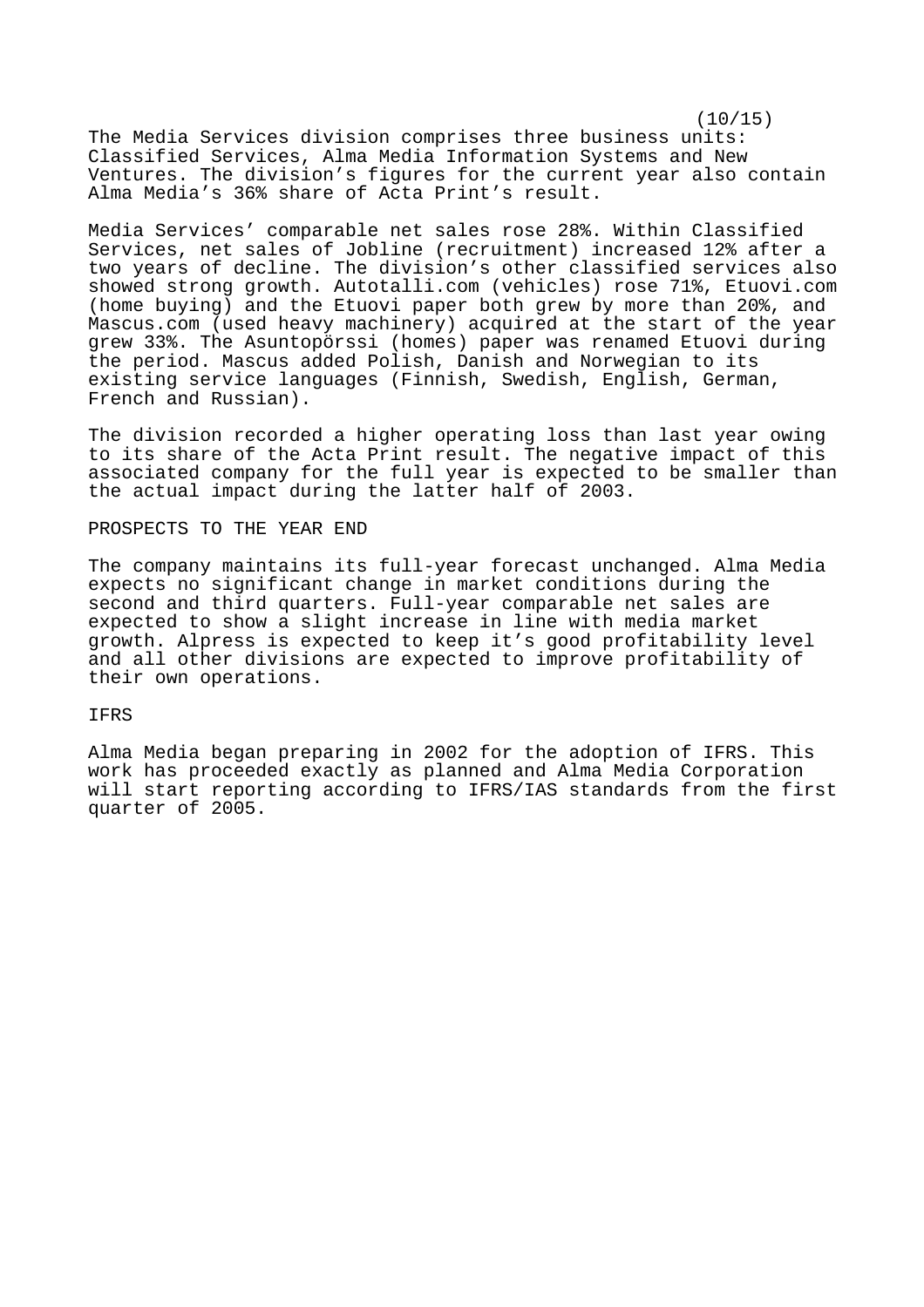The Media Services division comprises three business units: Classified Services, Alma Media Information Systems and New Ventures. The division's figures for the current year also contain Alma Media's 36% share of Acta Print's result.

Media Services' comparable net sales rose 28%. Within Classified Services, net sales of Jobline (recruitment) increased 12% after a two years of decline. The division's other classified services also showed strong growth. Autotalli.com (vehicles) rose 71%, Etuovi.com (home buying) and the Etuovi paper both grew by more than 20%, and Mascus.com (used heavy machinery) acquired at the start of the year grew 33%. The Asuntopörssi (homes) paper was renamed Etuovi during the period. Mascus added Polish, Danish and Norwegian to its existing service languages (Finnish, Swedish, English, German, French and Russian).

The division recorded a higher operating loss than last year owing to its share of the Acta Print result. The negative impact of this associated company for the full year is expected to be smaller than the actual impact during the latter half of 2003.

## PROSPECTS TO THE YEAR END

The company maintains its full-year forecast unchanged. Alma Media expects no significant change in market conditions during the second and third quarters. Full-year comparable net sales are expected to show a slight increase in line with media market growth. Alpress is expected to keep it's good profitability level and all other divisions are expected to improve profitability of their own operations.

## IFRS

Alma Media began preparing in 2002 for the adoption of IFRS. This work has proceeded exactly as planned and Alma Media Corporation will start reporting according to IFRS/IAS standards from the first quarter of 2005.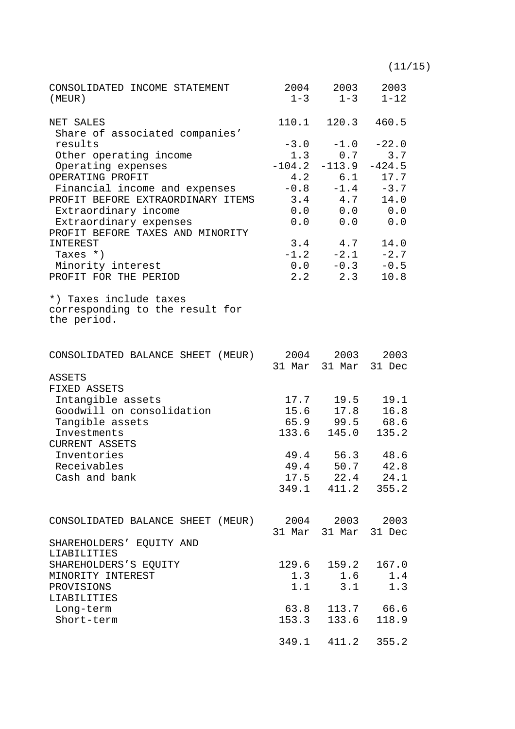| CONSOLIDATED INCOME STATEMENT (MEUR) | 2004 1-3 | 2003 1-3 | 2003 1-12 |
|---|---|---|---|
| NET SALES | 110.1 | 120.3 | 460.5 |
| Share of associated companies' results | -3.0 | -1.0 | -22.0 |
| Other operating income | 1.3 | 0.7 | 3.7 |
| Operating expenses | -104.2 | -113.9 | -424.5 |
| OPERATING PROFIT | 4.2 | 6.1 | 17.7 |
| Financial income and expenses | -0.8 | -1.4 | -3.7 |
| PROFIT BEFORE EXTRAORDINARY ITEMS | 3.4 | 4.7 | 14.0 |
| Extraordinary income | 0.0 | 0.0 | 0.0 |
| Extraordinary expenses | 0.0 | 0.0 | 0.0 |
| PROFIT BEFORE TAXES AND MINORITY INTEREST | 3.4 | 4.7 | 14.0 |
| Taxes *) | -1.2 | -2.1 | -2.7 |
| Minority interest | 0.0 | -0.3 | -0.5 |
| PROFIT FOR THE PERIOD | 2.2 | 2.3 | 10.8 |

*) Taxes include taxes corresponding to the result for the period.

| CONSOLIDATED BALANCE SHEET (MEUR) | 2004 31 Mar | 2003 31 Mar | 2003 31 Dec |
|---|---|---|---|
| ASSETS | | | |
| FIXED ASSETS | | | |
| Intangible assets | 17.7 | 19.5 | 19.1 |
| Goodwill on consolidation | 15.6 | 17.8 | 16.8 |
| Tangible assets | 65.9 | 99.5 | 68.6 |
| Investments | 133.6 | 145.0 | 135.2 |
| CURRENT ASSETS | | | |
| Inventories | 49.4 | 56.3 | 48.6 |
| Receivables | 49.4 | 50.7 | 42.8 |
| Cash and bank | 17.5 | 22.4 | 24.1 |
| | 349.1 | 411.2 | 355.2 |

| CONSOLIDATED BALANCE SHEET (MEUR) | 2004 31 Mar | 2003 31 Mar | 2003 31 Dec |
|---|---|---|---|
| SHAREHOLDERS' EQUITY AND LIABILITIES | | | |
| SHAREHOLDERS'S EQUITY | 129.6 | 159.2 | 167.0 |
| MINORITY INTEREST | 1.3 | 1.6 | 1.4 |
| PROVISIONS | 1.1 | 3.1 | 1.3 |
| LIABILITIES | | | |
| Long-term | 63.8 | 113.7 | 66.6 |
| Short-term | 153.3 | 133.6 | 118.9 |
| | 349.1 | 411.2 | 355.2 |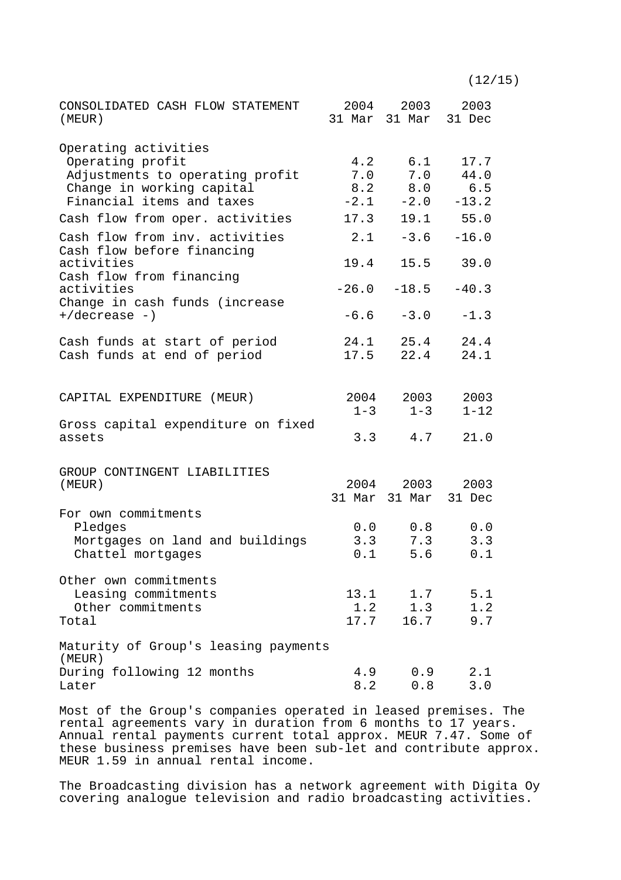| CONSOLIDATED CASH FLOW STATEMENT (MEUR) | 2004 31 Mar | 2003 31 Mar | 2003 31 Dec |
|---|---|---|---|
| Operating activities | | | |
| Operating profit | 4.2 | 6.1 | 17.7 |
| Adjustments to operating profit | 7.0 | 7.0 | 44.0 |
| Change in working capital | 8.2 | 8.0 | 6.5 |
| Financial items and taxes | -2.1 | -2.0 | -13.2 |
| Cash flow from oper. activities | 17.3 | 19.1 | 55.0 |
| Cash flow from inv. activities | 2.1 | -3.6 | -16.0 |
| Cash flow before financing activities | 19.4 | 15.5 | 39.0 |
| Cash flow from financing activities | -26.0 | -18.5 | -40.3 |
| Change in cash funds (increase +/decrease -) | -6.6 | -3.0 | -1.3 |
| Cash funds at start of period | 24.1 | 25.4 | 24.4 |
| Cash funds at end of period | 17.5 | 22.4 | 24.1 |

| CAPITAL EXPENDITURE (MEUR) | 2004 1-3 | 2003 1-3 | 2003 1-12 |
|---|---|---|---|
| Gross capital expenditure on fixed assets | 3.3 | 4.7 | 21.0 |

| GROUP CONTINGENT LIABILITIES (MEUR) | 2004 31 Mar | 2003 31 Mar | 2003 31 Dec |
|---|---|---|---|
| For own commitments | | | |
| Pledges | 0.0 | 0.8 | 0.0 |
| Mortgages on land and buildings | 3.3 | 7.3 | 3.3 |
| Chattel mortgages | 0.1 | 5.6 | 0.1 |
| Other own commitments | | | |
| Leasing commitments | 13.1 | 1.7 | 5.1 |
| Other commitments | 1.2 | 1.3 | 1.2 |
| Total | 17.7 | 16.7 | 9.7 |
| Maturity of Group's leasing payments (MEUR) | | | |
| During following 12 months | 4.9 | 0.9 | 2.1 |
| Later | 8.2 | 0.8 | 3.0 |

Most of the Group's companies operated in leased premises. The rental agreements vary in duration from 6 months to 17 years. Annual rental payments current total approx. MEUR 7.47. Some of these business premises have been sub-let and contribute approx. MEUR 1.59 in annual rental income.

The Broadcasting division has a network agreement with Digita Oy covering analogue television and radio broadcasting activities.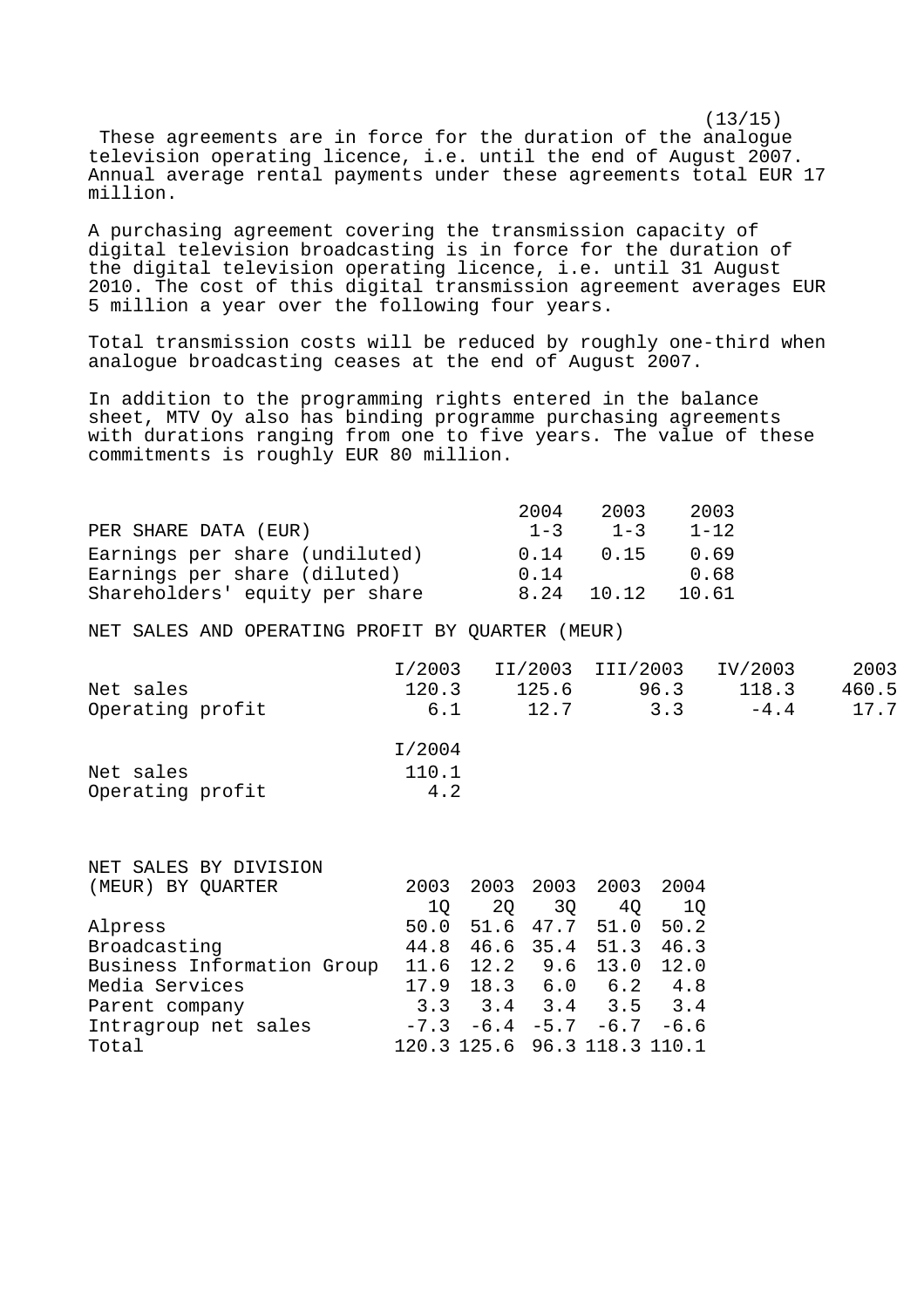These agreements are in force for the duration of the analogue television operating licence, i.e. until the end of August 2007. Annual average rental payments under these agreements total EUR 17 million.

A purchasing agreement covering the transmission capacity of digital television broadcasting is in force for the duration of the digital television operating licence, i.e. until 31 August 2010. The cost of this digital transmission agreement averages EUR 5 million a year over the following four years.

Total transmission costs will be reduced by roughly one-third when analogue broadcasting ceases at the end of August 2007.

In addition to the programming rights entered in the balance sheet, MTV Oy also has binding programme purchasing agreements with durations ranging from one to five years. The value of these commitments is roughly EUR 80 million.

| PER SHARE DATA (EUR) | 2004 1-3 | 2003 1-3 | 2003 1-12 |
|---|---|---|---|
| Earnings per share (undiluted) | 0.14 | 0.15 | 0.69 |
| Earnings per share (diluted) | 0.14 | | 0.68 |
| Shareholders' equity per share | 8.24 | 10.12 | 10.61 |

NET SALES AND OPERATING PROFIT BY QUARTER (MEUR)

| | I/2003 | II/2003 | III/2003 | IV/2003 | 2003 |
|---|---|---|---|---|---|
| Net sales | 120.3 | 125.6 | 96.3 | 118.3 | 460.5 |
| Operating profit | 6.1 | 12.7 | 3.3 | -4.4 | 17.7 |

| | I/2004 |
|---|---|
| Net sales | 110.1 |
| Operating profit | 4.2 |

| NET SALES BY DIVISION (MEUR) BY QUARTER | 2003 1Q | 2003 2Q | 2003 3Q | 2003 4Q | 2004 1Q |
|---|---|---|---|---|---|
| Alpress | 50.0 | 51.6 | 47.7 | 51.0 | 50.2 |
| Broadcasting | 44.8 | 46.6 | 35.4 | 51.3 | 46.3 |
| Business Information Group | 11.6 | 12.2 | 9.6 | 13.0 | 12.0 |
| Media Services | 17.9 | 18.3 | 6.0 | 6.2 | 4.8 |
| Parent company | 3.3 | 3.4 | 3.4 | 3.5 | 3.4 |
| Intragroup net sales | -7.3 | -6.4 | -5.7 | -6.7 | -6.6 |
| Total | 120.3 | 125.6 | 96.3 | 118.3 | 110.1 |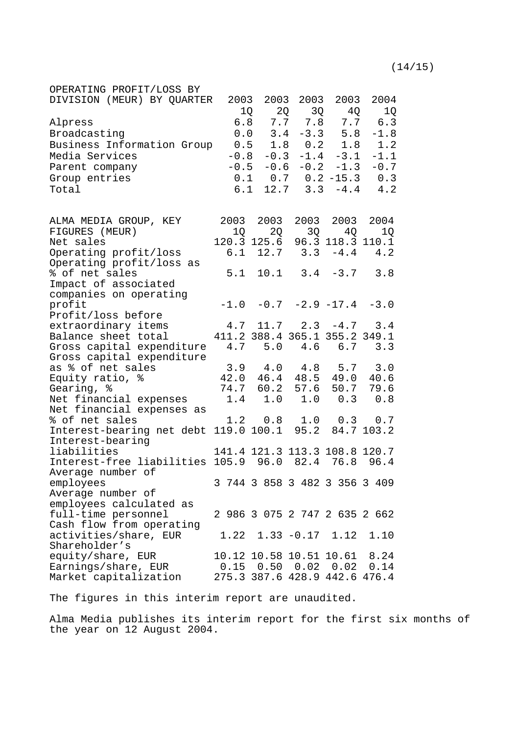| OPERATING PROFIT/LOSS BY DIVISION (MEUR) BY QUARTER | 2003 1Q | 2003 2Q | 2003 3Q | 2003 4Q | 2004 1Q |
|---|---|---|---|---|---|
| Alpress | 6.8 | 7.7 | 7.8 | 7.7 | 6.3 |
| Broadcasting | 0.0 | 3.4 | -3.3 | 5.8 | -1.8 |
| Business Information Group | 0.5 | 1.8 | 0.2 | 1.8 | 1.2 |
| Media Services | -0.8 | -0.3 | -1.4 | -3.1 | -1.1 |
| Parent company | -0.5 | -0.6 | -0.2 | -1.3 | -0.7 |
| Group entries | 0.1 | 0.7 | 0.2 | -15.3 | 0.3 |
| Total | 6.1 | 12.7 | 3.3 | -4.4 | 4.2 |

| ALMA MEDIA GROUP, KEY FIGURES (MEUR) | 2003 1Q | 2003 2Q | 2003 3Q | 2003 4Q | 2004 1Q |
|---|---|---|---|---|---|
| Net sales | 120.3 | 125.6 | 96.3 | 118.3 | 110.1 |
| Operating profit/loss | 6.1 | 12.7 | 3.3 | -4.4 | 4.2 |
| Operating profit/loss as % of net sales | 5.1 | 10.1 | 3.4 | -3.7 | 3.8 |
| Impact of associated companies on operating profit | -1.0 | -0.7 | -2.9 | -17.4 | -3.0 |
| Profit/loss before extraordinary items | 4.7 | 11.7 | 2.3 | -4.7 | 3.4 |
| Balance sheet total | 411.2 | 388.4 | 365.1 | 355.2 | 349.1 |
| Gross capital expenditure | 4.7 | 5.0 | 4.6 | 6.7 | 3.3 |
| Gross capital expenditure as % of net sales | 3.9 | 4.0 | 4.8 | 5.7 | 3.0 |
| Equity ratio, % | 42.0 | 46.4 | 48.5 | 49.0 | 40.6 |
| Gearing, % | 74.7 | 60.2 | 57.6 | 50.7 | 79.6 |
| Net financial expenses | 1.4 | 1.0 | 1.0 | 0.3 | 0.8 |
| Net financial expenses as % of net sales | 1.2 | 0.8 | 1.0 | 0.3 | 0.7 |
| Interest-bearing net debt | 119.0 | 100.1 | 95.2 | 84.7 | 103.2 |
| Interest-bearing liabilities | 141.4 | 121.3 | 113.3 | 108.8 | 120.7 |
| Interest-free liabilities | 105.9 | 96.0 | 82.4 | 76.8 | 96.4 |
| Average number of employees | 3 744 | 3 858 | 3 482 | 3 356 | 3 409 |
| Average number of employees calculated as full-time personnel | 2 986 | 3 075 | 2 747 | 2 635 | 2 662 |
| Cash flow from operating activities/share, EUR | 1.22 | 1.33 | -0.17 | 1.12 | 1.10 |
| Shareholder's equity/share, EUR | 10.12 | 10.58 | 10.51 | 10.61 | 8.24 |
| Earnings/share, EUR | 0.15 | 0.50 | 0.02 | 0.02 | 0.14 |
| Market capitalization | 275.3 | 387.6 | 428.9 | 442.6 | 476.4 |

The figures in this interim report are unaudited.

Alma Media publishes its interim report for the first six months of the year on 12 August 2004.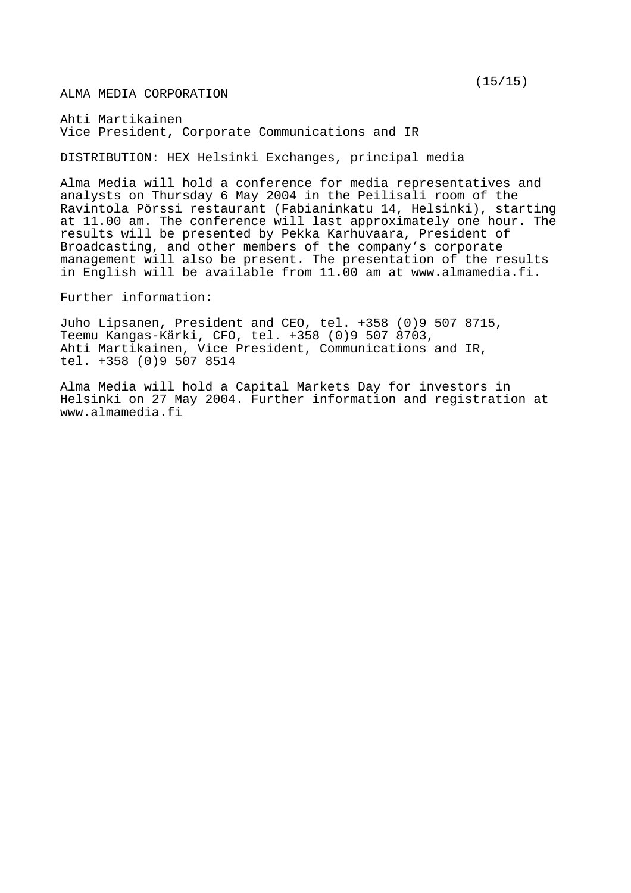ALMA MEDIA CORPORATION

Ahti Martikainen
Vice President, Corporate Communications and IR

DISTRIBUTION: HEX Helsinki Exchanges, principal media

Alma Media will hold a conference for media representatives and analysts on Thursday 6 May 2004 in the Peilisali room of the Ravintola Pörssi restaurant (Fabianinkatu 14, Helsinki), starting at 11.00 am. The conference will last approximately one hour. The results will be presented by Pekka Karhuvaara, President of Broadcasting, and other members of the company's corporate management will also be present. The presentation of the results in English will be available from 11.00 am at www.almamedia.fi.

Further information:

Juho Lipsanen, President and CEO, tel. +358 (0)9 507 8715,
Teemu Kangas-Kärki, CFO, tel. +358 (0)9 507 8703,
Ahti Martikainen, Vice President, Communications and IR,
tel. +358 (0)9 507 8514

Alma Media will hold a Capital Markets Day for investors in Helsinki on 27 May 2004. Further information and registration at www.almamedia.fi